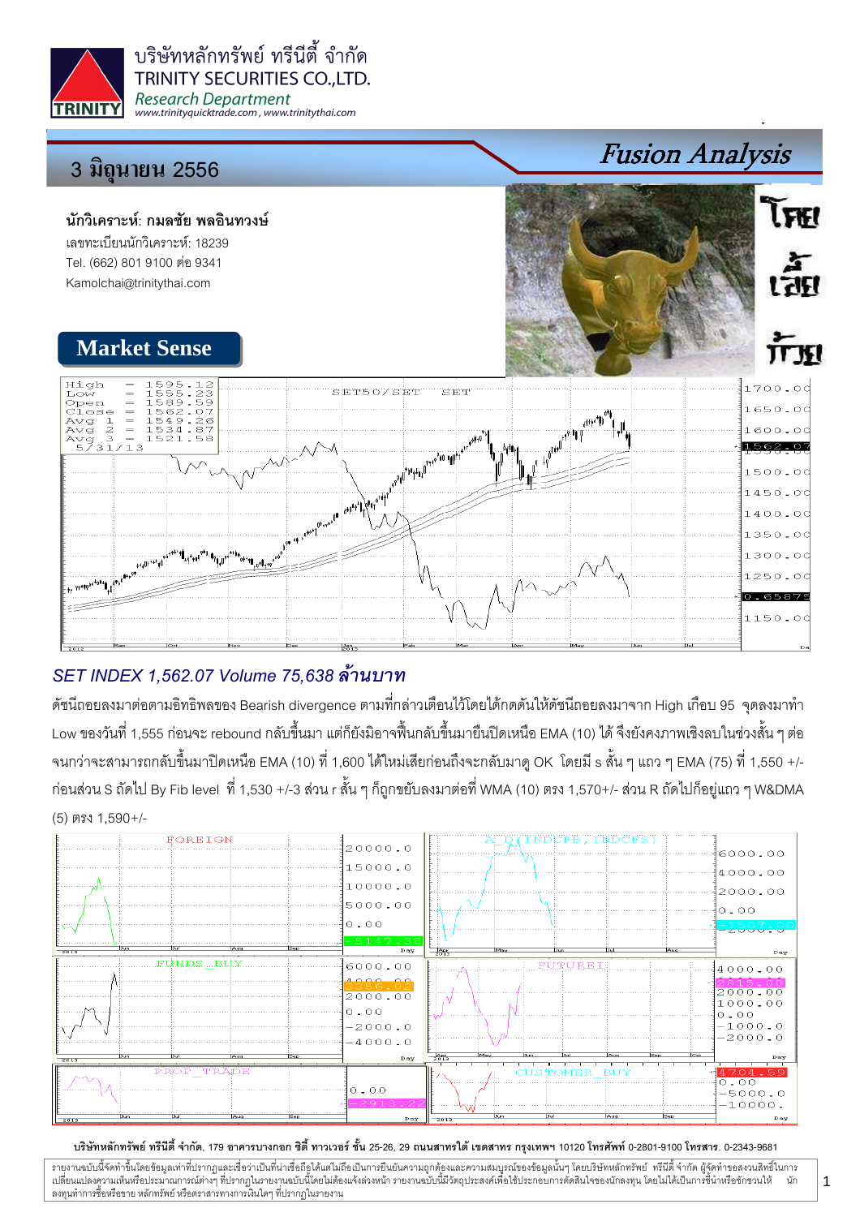บริษัทหลักทรัพย์ ทรีนีตี้ จำกัด
TRINITY SECURITIES CO.,LTD.
*Research Department*
www.trinityquicktrade.com , www.trinitythai.com

# 3 มิถุนายน 2556

## Fusion Analysis

**นักวิเคราะห์: กมลชัย พลอินทวงษ์**
เลขทะเบียนนักวิเคราะห์: 18239
Tel. (662) 801 9100 ต่อ 9341
Kamolchai@trinitythai.com

## Market Sense

### *SET INDEX 1,562.07 Volume 75,638 ล้านบาท*

ดัชนีถอยลงมาต่อตามอิทธิพลของ Bearish divergence ตามที่กล่าวเตือนไว้โดยได้กดดันให้ดัชนีถอยลงมาจาก High เกือบ 95 จุดลงมาทำ Low ของวันที่ 1,555 ก่อนจะ rebound กลับขึ้นมา แต่ก็ยังมิอาจฟื้นกลับขึ้นมายืนปิดเหนือ EMA (10) ได้ จึงยังคงภาพเชิงลบในช่วงสั้น ๆ ต่อจนกว่าจะสามารถกลับขึ้นมาปิดเหนือ EMA (10) ที่ 1,600 ได้ใหม่เสียก่อนถึงจะกลับมาดู OK โดยมี s สั้น ๆ แถว ๆ EMA (75) ที่ 1,550 +/- ก่อนส่วน S ถัดไป By Fib level ที่ 1,530 +/-3 ส่วน r สั้น ๆ ก็ถูกขยับลงมาต่อที่ WMA (10) ตรง 1,570+/- ส่วน R ถัดไปก็อยู่แถว ๆ W&DMA (5) ตรง 1,590+/-

บริษัทหลักทรัพย์ ทรีนีตี้ จำกัด, 179 อาคารบางกอก ซิตี้ ทาวเวอร์ ชั้น 25-26, 29 ถนนสาทรใต้ เขตสาทร กรุงเทพฯ 10120 โทรศัพท์ 0-2801-9100 โทรสาร. 0-2343-9681

รายงานฉบับนี้จัดทำขึ้นโดยข้อมูลเท่าที่ปรากฏและเชื่อว่าเป็นที่น่าเชื่อถือได้แต่ไม่ถือเป็นการยืนยันความถูกต้องและความสมบูรณ์ของข้อมูลนั้นๆ โดยบริษัทหลักทรัพย์ ทรีนีตี้ จำกัด ผู้จัดทำขอสงวนสิทธิ์ในการเปลี่ยนแปลงความเห็นหรือประมาณการณ์ต่างๆ ที่ปรากฏในรายงานฉบับนี้โดยไม่ต้องแจ้งล่วงหน้า รายงานฉบับนี้มีวัตถุประสงค์เพื่อใช้ประกอบการตัดสินใจของนักลงทุน โดยไม่ได้เป็นการชี้นำหรือชักชวนให้นักลงทุนทำการซื้อหรือขาย หลักทรัพย์ หรือตราสารทางการเงินใดๆ ที่ปรากฏในรายงาน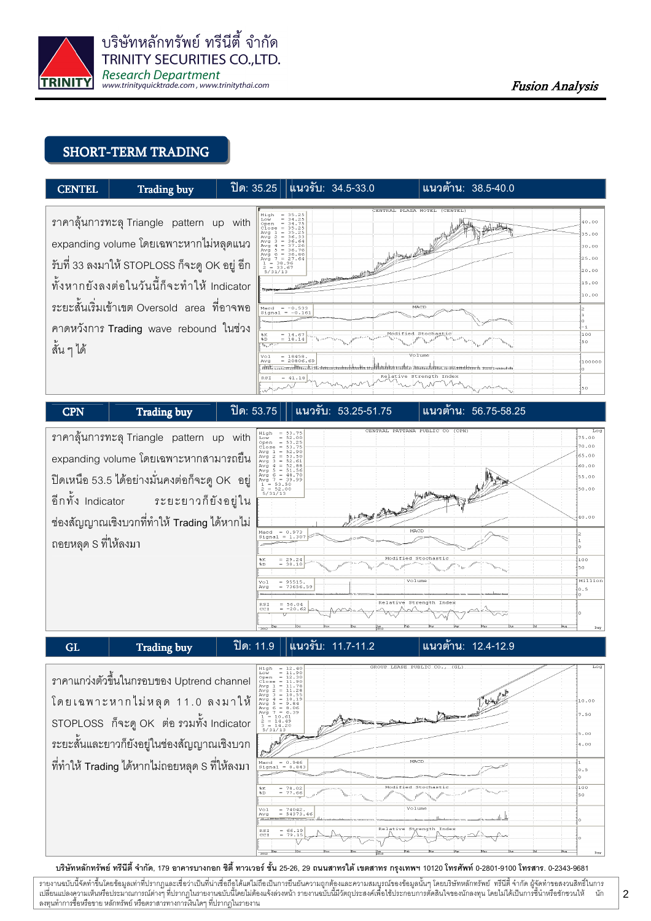## SHORT-TERM TRADING

| CENTEL | Trading buy | ปิด: 35.25 | แนวรับ: 34.5-33.0 | แนวต้าน: 38.5-40.0 |
|---|---|---|---|---|

ราคาลุ้นการทะลุ Triangle pattern up with expanding volume โดยเฉพาะหากไม่หลุดแนวรับที่ 33 ลงมาให้ STOPLOSS ก็จะดู OK อยู่ อีกทั้งหากยังลงต่อในวันนี้ก็จะทำให้ Indicator ระยะสั้นเริ่มเข้าเขต Oversold area ที่อาจพอคาดหวังการ Trading wave rebound ในช่วงสั้น ๆ ได้

| CPN | Trading buy | ปิด: 53.75 | แนวรับ: 53.25-51.75 | แนวต้าน: 56.75-58.25 |
|---|---|---|---|---|

ราคาลุ้นการทะลุ Triangle pattern up with expanding volume โดยเฉพาะหากสามารถยืนปิดเหนือ 53.5 ได้อย่างมั่นคงต่อก็จะดู OK อยู่อีกทั้ง Indicator ระยะยาวก็ยังอยู่ในช่องสัญญาณเชิงบวกที่ทำให้ Trading ได้หากไม่ถอยหลุด S ที่ให้ลงมา

| GL | Trading buy | ปิด: 11.9 | แนวรับ: 11.7-11.2 | แนวต้าน: 12.4-12.9 |
|---|---|---|---|---|

ราคาแกว่งตัวขึ้นในกรอบของ Uptrend channel โดยเฉพาะหากไม่หลุด 11.0 ลงมาให้ STOPLOSS ก็จะดู OK ต่อ รวมทั้ง Indicator ระยะสั้นและยาวก็ยังอยู่ในช่องสัญญาณเชิงบวกที่ทำให้ Trading ได้หากไม่ถอยหลุด S ที่ให้ลงมา

**บริษัทหลักทรัพย์ ทรีนีตี้ จำกัด, 179 อาคารบางกอก ซิตี้ ทาวเวอร์ ชั้น 25-26, 29 ถนนสาทรใต้ เขตสาทร กรุงเทพฯ 10120 โทรศัพท์ 0-2801-9100 โทรสาร. 0-2343-9681**

รายงานฉบับนี้จัดทำขึ้นโดยข้อมูลเท่าที่ปรากฏและเชื่อว่าเป็นที่น่าเชื่อถือได้แต่ไม่ถือเป็นการยืนยันความถูกต้องและความสมบูรณ์ของข้อมูลนั้นๆ โดยบริษัทหลักทรัพย์ ทรีนีตี้ จำกัด ผู้จัดทำขอสงวนสิทธิ์ในการเปลี่ยนแปลงความเห็นหรือประมาณการณ์ต่างๆ ที่ปรากฏในรายงานฉบับนี้โดยไม่ต้องแจ้งล่วงหน้า รายงานฉบับนี้มีวัตถุประสงค์เพื่อใช้ประกอบการตัดสินใจของนักลงทุน โดยไม่ได้เป็นการชี้นำหรือชักชวนให้นักลงทุนทำการซื้อหรือขาย หลักทรัพย์ หรือตราสารทางการเงินใดๆ ที่ปรากฏในรายงาน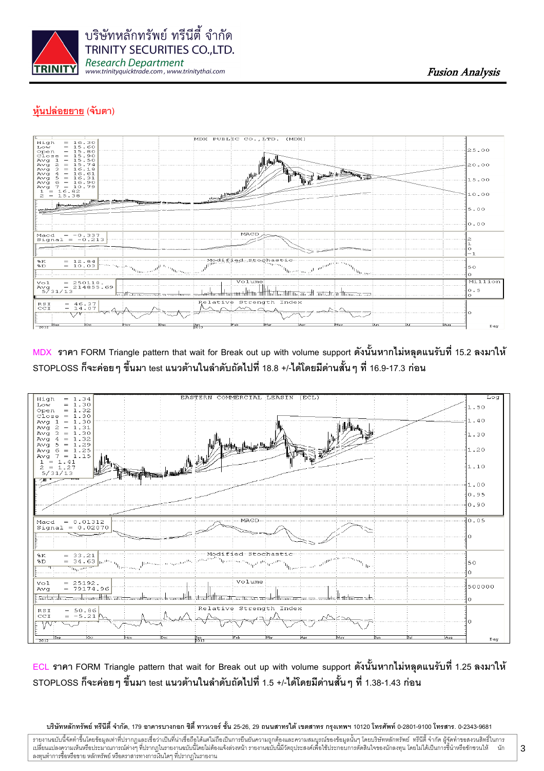บริษัทหลักทรัพย์ ทรีนีตี้ จำกัด
TRINITY SECURITIES CO.,LTD.
*Research Department*
www.trinityquicktrade.com , www.trinitythai.com

*Fusion Analysis*

**หุ้นปล่อยยาย (จับตา)**

MDX PUBLIC CO., LTD. (MDX)

High = 16.30
Low = 15.60
Open = 15.80
Close = 15.90
Avg 1 = 15.50
Avg 2 = 15.74
Avg 3 = 16.18
Avg 4 = 16.61
Avg 5 = 16.31
Avg 6 = 16.90
Avg 7 = 10.79
1 = 16.82
2 = 15.38

25.00
20.00
15.00
10.00
5.00
0.00

MACD
Macd = -0.337
Signal = -0.213

Modified Stochastic
%K = 12.84
%D = 10.03

Volume
Vol = 250118.
Avg = 214855.69
5/31/13
Million

Relative Strength Index
RSI = 46.37
CCI = 14.07

2012 Sep Oct Nov Dec Jan 2013 Feb Mar Apr May Jun Jul Aug Day

MDX **ราคา** FORM Triangle pattern that wait for Break out up with volume support **ดังนั้นหากไม่หลุดแนวรับที่** 15.2 **ลงมาให้** STOPLOSS **ก็จะค่อยๆ ขึ้นมา** test **แนวต้านในลำดับถัดไปที่** 18.8 +/-**ได้โดยมีด่านสั้นๆ ที่** 16.9-17.3 **ก่อน**

EASTERN COMMERCIAL LEASIN (ECL)

High = 1.34
Low = 1.30
Open = 1.32
Close = 1.30
Avg 1 = 1.30
Avg 2 = 1.31
Avg 3 = 1.30
Avg 4 = 1.32
Avg 5 = 1.29
Avg 6 = 1.25
Avg 7 = 1.15
1 = 1.41
2 = 1.27
5/31/13

Log
1.50
1.40
1.30
1.20
1.10
1.00
0.95
0.90

MACD
Macd = 0.01312
Signal = 0.02070

Modified Stochastic
%K = 33.21
%D = 34.63

Volume
Vol = 25192.
Avg = 79174.96
500000

Relative Strength Index
RSI = 50.86
CCI = -5.21

2012 Sep Oct Nov Dec Jan 2013 Feb Mar Apr May Jun Jul Aug Day

ECL **ราคา** FORM Triangle pattern that wait for Break out up with volume support **ดังนั้นหากไม่หลุดแนวรับที่** 1.25 **ลงมาให้** STOPLOSS **ก็จะค่อยๆ ขึ้นมา** test **แนวต้านในลำดับถัดไปที่** 1.5 +/-**ได้โดยมีด่านสั้นๆ ที่** 1.38-1.43 **ก่อน**

**บริษัทหลักทรัพย์ ทรีนีตี้ จำกัด, 179 อาคารบางกอก ซิตี้ ทาวเวอร์ ชั้น 25-26, 29 ถนนสาทรใต้ เขตสาทร กรุงเทพฯ 10120 โทรศัพท์ 0-2801-9100 โทรสาร. 0-2343-9681**

รายงานฉบับนี้จัดทำขึ้นโดยข้อมูลเท่าที่ปรากฏและเชื่อว่าเป็นที่น่าเชื่อถือได้แต่ไม่ถือเป็นการยืนยันความถูกต้องและความสมบูรณ์ของข้อมูลนั้นๆ โดยบริษัทหลักทรัพย์ ทรีนีตี้ จำกัด ผู้จัดทำขอสงวนสิทธิ์ในการเปลี่ยนแปลงความเห็นหรือประมาณการณ์ต่างๆ ที่ปรากฏในรายงานฉบับนี้โดยไม่ต้องแจ้งล่วงหน้า รายงานฉบับนี้มีวัตถุประสงค์เพื่อใช้ประกอบการตัดสินใจของนักลงทุน โดยไม่ได้เป็นการชี้นำหรือชักชวนให้นักลงทุนทำการซื้อหรือขาย หลักทรัพย์ หรือตราสารทางการเงินใดๆ ที่ปรากฏในรายงาน